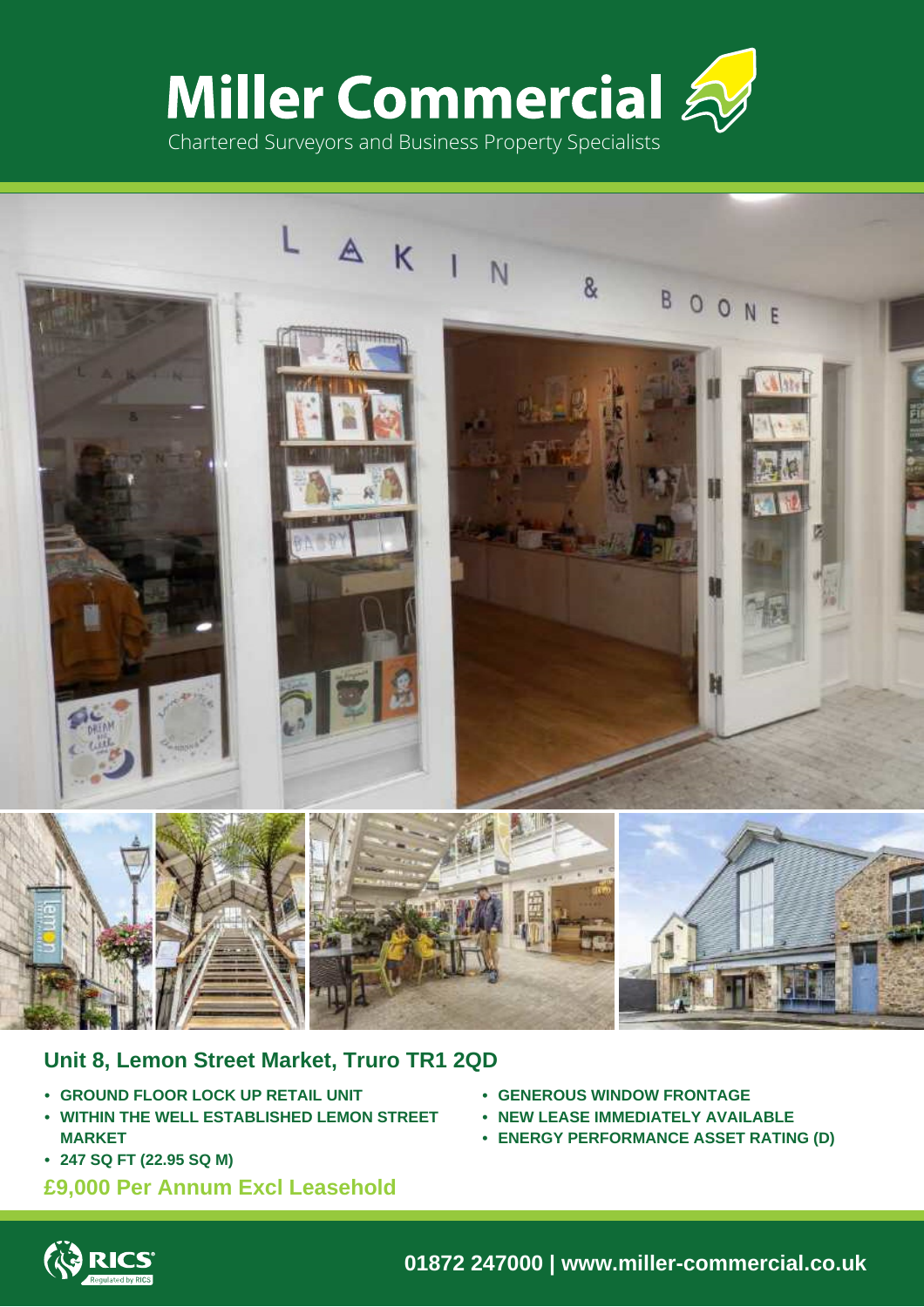# Miller Commercial

Chartered Surveyors and Business Property Specialists

## Unit 8, Lemon Street Market, Truro TR1 2QD

- GROUND FLOOR LOCK UP RETAIL UNIT
- WITHIN THE WELL ESTABLISHED LEMON STREET MARKET
- 247 SQ FT (22.95 SQ M)
- GENEROUS WINDOW FRONTAGE
- NEW LEASE IMMEDIATELY AVAILABLE
- ENERGY PERFORMANCE ASSET RATING (D)

**£9,000 Per Annum Excl Leasehold**

**01872 247000 | www.miller-commercial.co.uk**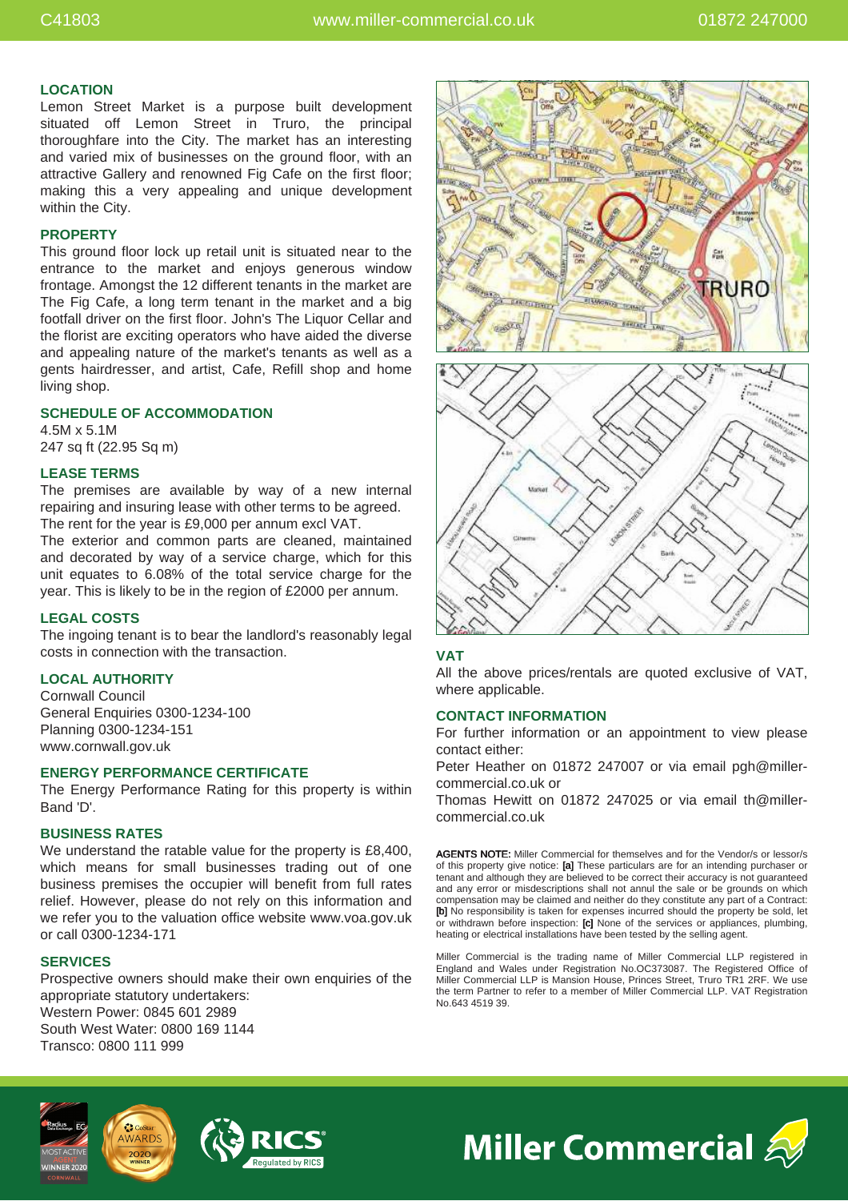## LOCATION

Lemon Street Market is a purpose built development situated off Lemon Street in Truro, the principal thoroughfare into the City. The market has an interesting and varied mix of businesses on the ground floor, with an attractive Gallery and renowned Fig Cafe on the first floor; making this a very appealing and unique development within the City.

## PROPERTY

This ground floor lock up retail unit is situated near to the entrance to the market and enjoys generous window frontage. Amongst the 12 different tenants in the market are The Fig Cafe, a long term tenant in the market and a big footfall driver on the first floor. John's The Liquor Cellar and the florist are exciting operators who have aided the diverse and appealing nature of the market's tenants as well as a gents hairdresser, and artist, Cafe, Refill shop and home living shop.

## SCHEDULE OF ACCOMMODATION

4.5M x 5.1M
247 sq ft (22.95 Sq m)

## LEASE TERMS

The premises are available by way of a new internal repairing and insuring lease with other terms to be agreed.
The rent for the year is £9,000 per annum excl VAT.
The exterior and common parts are cleaned, maintained and decorated by way of a service charge, which for this unit equates to 6.08% of the total service charge for the year. This is likely to be in the region of £2000 per annum.

## LEGAL COSTS

The ingoing tenant is to bear the landlord's reasonably legal costs in connection with the transaction.

## LOCAL AUTHORITY

Cornwall Council
General Enquiries 0300-1234-100
Planning 0300-1234-151
www.cornwall.gov.uk

## ENERGY PERFORMANCE CERTIFICATE

The Energy Performance Rating for this property is within Band 'D'.

## BUSINESS RATES

We understand the ratable value for the property is £8,400, which means for small businesses trading out of one business premises the occupier will benefit from full rates relief. However, please do not rely on this information and we refer you to the valuation office website www.voa.gov.uk or call 0300-1234-171

## SERVICES

Prospective owners should make their own enquiries of the appropriate statutory undertakers:
Western Power: 0845 601 2989
South West Water: 0800 169 1144
Transco: 0800 111 999

## VAT

All the above prices/rentals are quoted exclusive of VAT, where applicable.

## CONTACT INFORMATION

For further information or an appointment to view please contact either:

Peter Heather on 01872 247007 or via email pgh@miller-commercial.co.uk or

Thomas Hewitt on 01872 247025 or via email th@miller-commercial.co.uk

**AGENTS NOTE:** Miller Commercial for themselves and for the Vendor/s or lessor/s of this property give notice: **[a]** These particulars are for an intending purchaser or tenant and although they are believed to be correct their accuracy is not guaranteed and any error or misdescriptions shall not annul the sale or be grounds on which compensation may be claimed and neither do they constitute any part of a Contract: **[b]** No responsibility is taken for expenses incurred should the property be sold, let or withdrawn before inspection: **[c]** None of the services or appliances, plumbing, heating or electrical installations have been tested by the selling agent.

Miller Commercial is the trading name of Miller Commercial LLP registered in England and Wales under Registration No.OC373087. The Registered Office of Miller Commercial LLP is Mansion House, Princes Street, Truro TR1 2RF. We use the term Partner to refer to a member of Miller Commercial LLP. VAT Registration No.643 4519 39.